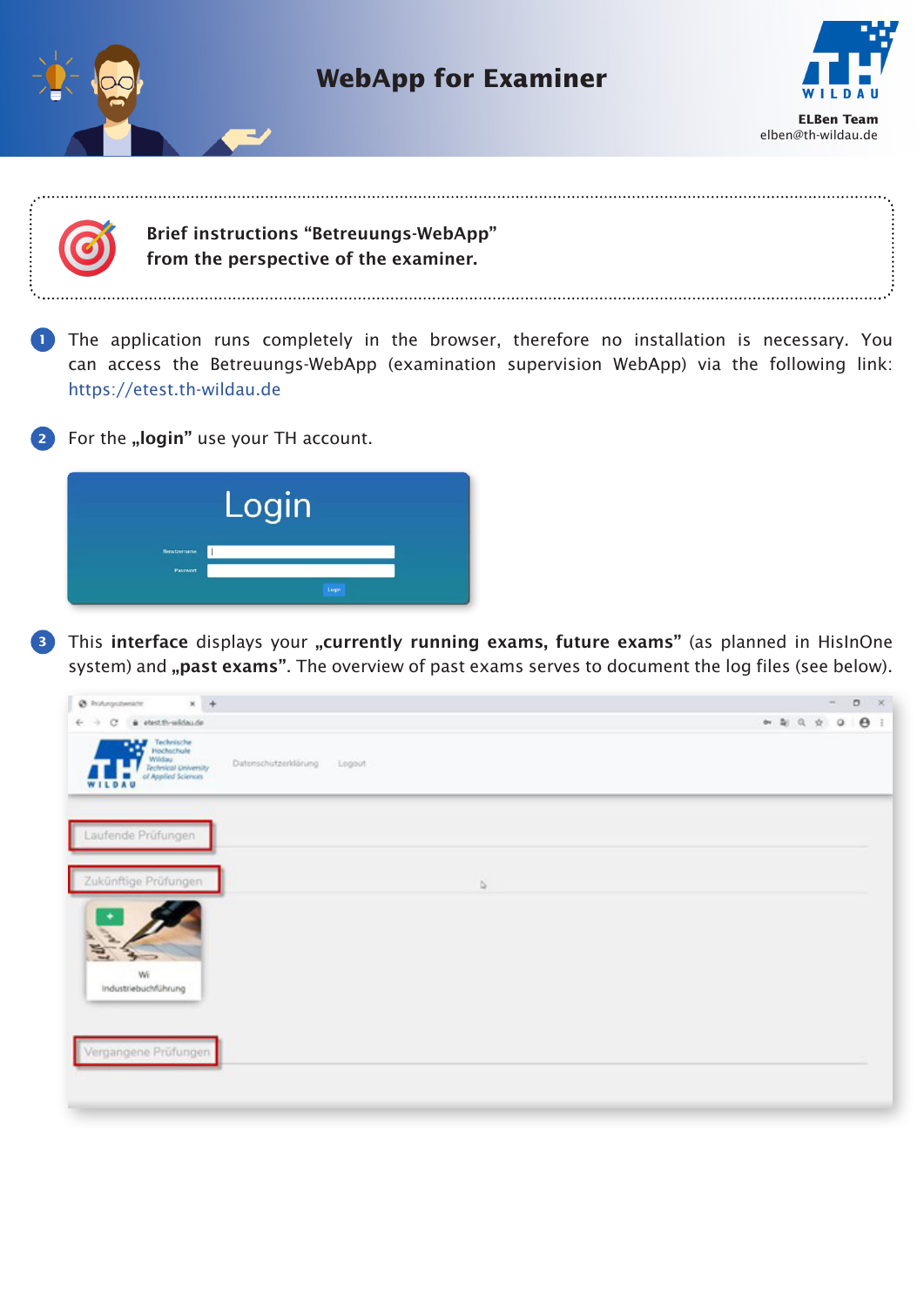# WebApp for Examiner

**ELBen Team**
elben@th-wildau.de

**Brief instructions “Betreuungs-WebApp” from the perspective of the examiner.**

1. The application runs completely in the browser, therefore no installation is necessary. You can access the Betreuungs-WebApp (examination supervision WebApp) via the following link: https://etest.th-wildau.de

2. For the **„login”** use your TH account.

3. This **interface** displays your **„currently running exams, future exams”** (as planned in HisInOne system) and **„past exams”**. The overview of past exams serves to document the log files (see below).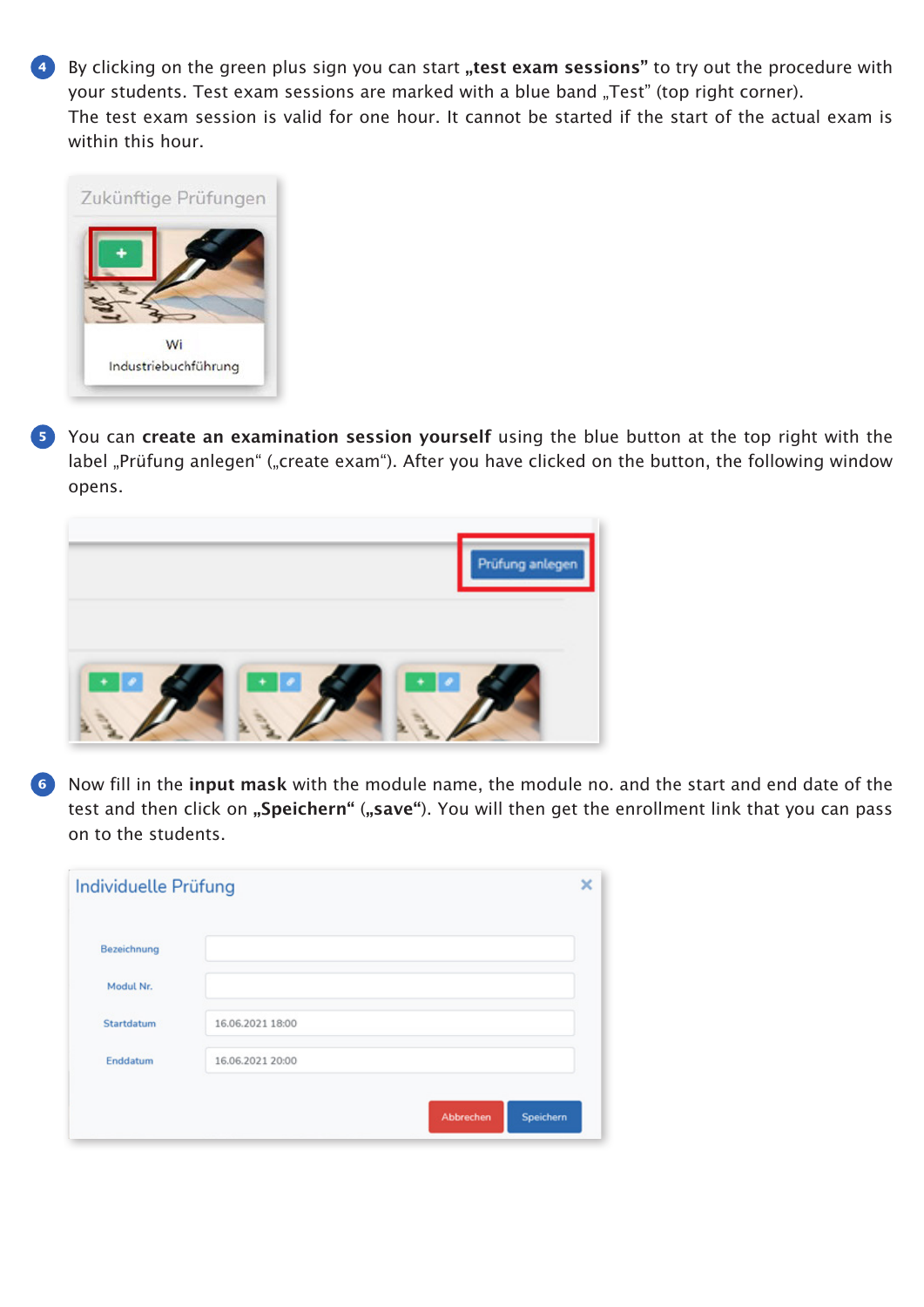4. By clicking on the green plus sign you can start **„test exam sessions"** to try out the procedure with your students. Test exam sessions are marked with a blue band „Test" (top right corner).
The test exam session is valid for one hour. It cannot be started if the start of the actual exam is within this hour.

5. You can **create an examination session yourself** using the blue button at the top right with the label „Prüfung anlegen" („create exam"). After you have clicked on the button, the following window opens.

6. Now fill in the **input mask** with the module name, the module no. and the start and end date of the test and then click on **„Speichern"** (**„save"**). You will then get the enrollment link that you can pass on to the students.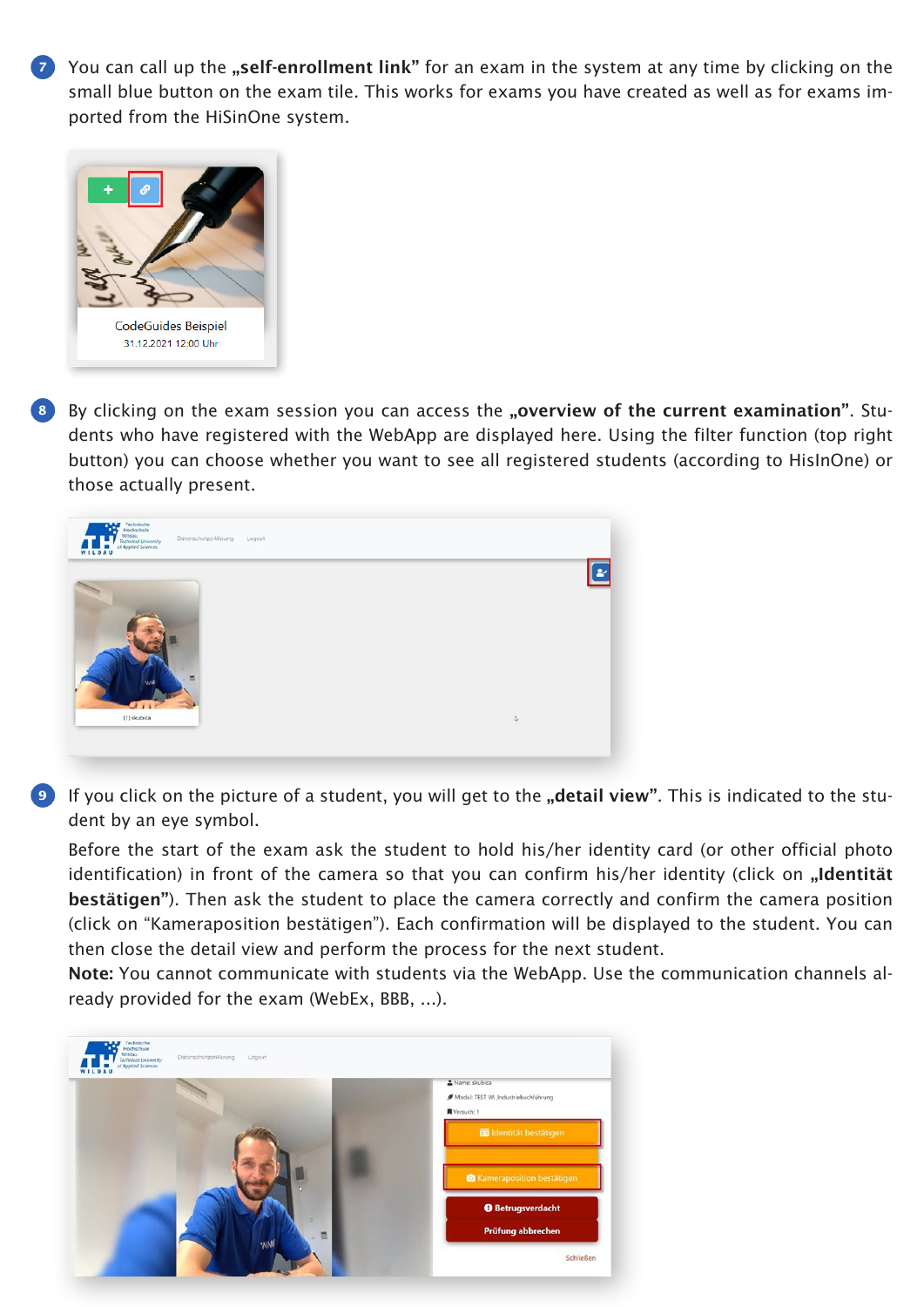7. You can call up the **„self-enrollment link"** for an exam in the system at any time by clicking on the small blue button on the exam tile. This works for exams you have created as well as for exams imported from the HiSinOne system.

8. By clicking on the exam session you can access the **„overview of the current examination"**. Students who have registered with the WebApp are displayed here. Using the filter function (top right button) you can choose whether you want to see all registered students (according to HisInOne) or those actually present.

9. If you click on the picture of a student, you will get to the **„detail view"**. This is indicated to the student by an eye symbol.

   Before the start of the exam ask the student to hold his/her identity card (or other official photo identification) in front of the camera so that you can confirm his/her identity (click on **„Identität bestätigen"**). Then ask the student to place the camera correctly and confirm the camera position (click on "Kameraposition bestätigen"). Each confirmation will be displayed to the student. You can then close the detail view and perform the process for the next student.

   **Note:** You cannot communicate with students via the WebApp. Use the communication channels already provided for the exam (WebEx, BBB, ...).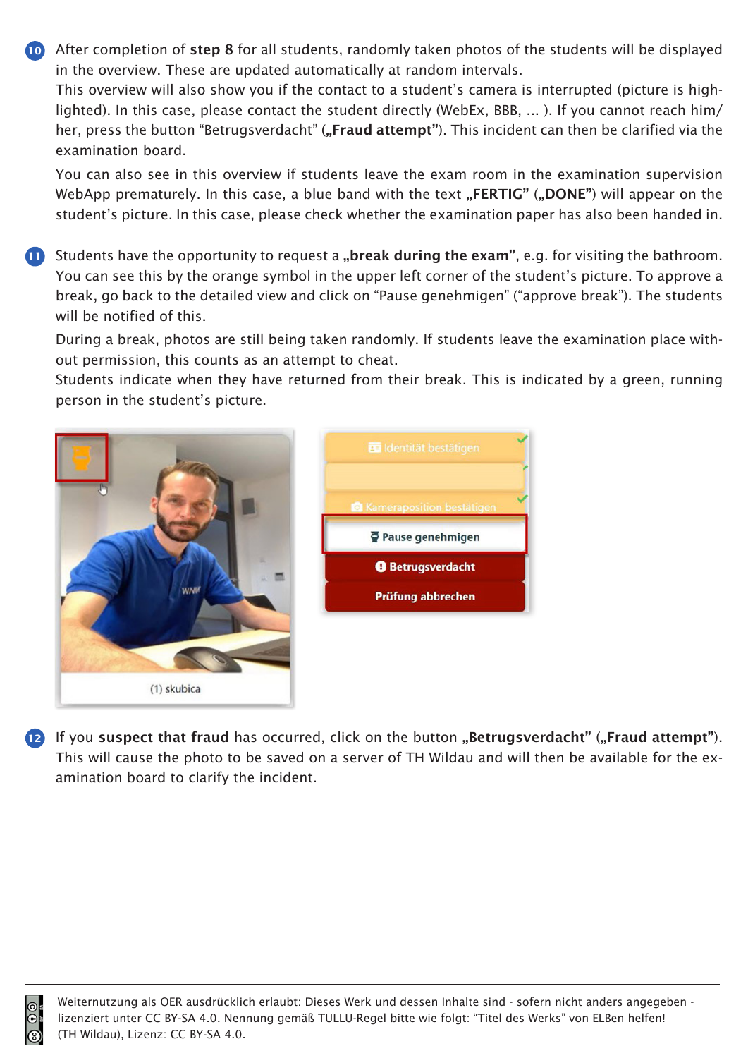10. After completion of **step 8** for all students, randomly taken photos of the students will be displayed in the overview. These are updated automatically at random intervals.
This overview will also show you if the contact to a student's camera is interrupted (picture is highlighted). In this case, please contact the student directly (WebEx, BBB, ... ). If you cannot reach him/her, press the button "Betrugsverdacht" (**„Fraud attempt"**). This incident can then be clarified via the examination board.

    You can also see in this overview if students leave the exam room in the examination supervision WebApp prematurely. In this case, a blue band with the text **„FERTIG"** (**„DONE"**) will appear on the student's picture. In this case, please check whether the examination paper has also been handed in.

11. Students have the opportunity to request a **„break during the exam"**, e.g. for visiting the bathroom. You can see this by the orange symbol in the upper left corner of the student's picture. To approve a break, go back to the detailed view and click on "Pause genehmigen" ("approve break"). The students will be notified of this.

    During a break, photos are still being taken randomly. If students leave the examination place without permission, this counts as an attempt to cheat.
Students indicate when they have returned from their break. This is indicated by a green, running person in the student's picture.

(1) skubica

Identität bestätigen
Kameraposition bestätigen
Pause genehmigen
Betrugsverdacht
Prüfung abbrechen

12. If you **suspect that fraud** has occurred, click on the button **„Betrugsverdacht"** (**„Fraud attempt"**). This will cause the photo to be saved on a server of TH Wildau and will then be available for the examination board to clarify the incident.

Weiternutzung als OER ausdrücklich erlaubt: Dieses Werk und dessen Inhalte sind - sofern nicht anders angegeben - lizenziert unter CC BY-SA 4.0. Nennung gemäß TULLU-Regel bitte wie folgt: "Titel des Werks" von ELBen helfen! (TH Wildau), Lizenz: CC BY-SA 4.0.